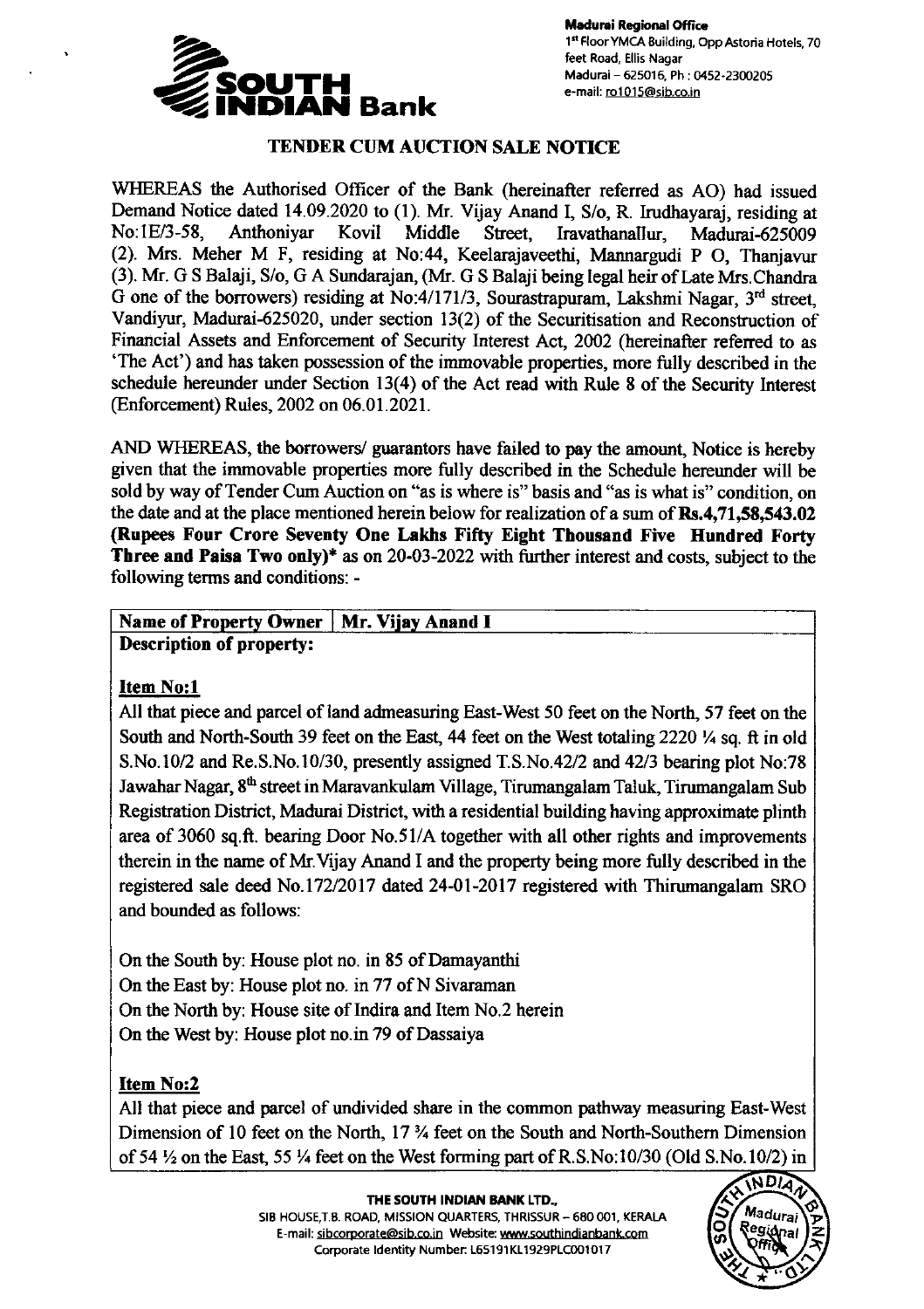**Madurai Regional Office**
1st Floor YMCA Building, Opp Astoria Hotels, 70 feet Road, Ellis Nagar
Madurai – 625016, Ph : 0452-2300205
e-mail: ro1015@sib.co.in

# SOUTH INDIAN Bank

## TENDER CUM AUCTION SALE NOTICE

WHEREAS the Authorised Officer of the Bank (hereinafter referred as AO) had issued Demand Notice dated 14.09.2020 to (1). Mr. Vijay Anand I, S/o, R. Irudhayaraj, residing at No:1E/3-58, Anthoniyar Kovil Middle Street, Iravathanallur, Madurai-625009 (2). Mrs. Meher M F, residing at No:44, Keelarajaveethi, Mannargudi P O, Thanjavur (3). Mr. G S Balaji, S/o, G A Sundarajan, (Mr. G S Balaji being legal heir of Late Mrs.Chandra G one of the borrowers) residing at No:4/171/3, Sourastrapuram, Lakshmi Nagar, 3rd street, Vandiyur, Madurai-625020, under section 13(2) of the Securitisation and Reconstruction of Financial Assets and Enforcement of Security Interest Act, 2002 (hereinafter referred to as 'The Act') and has taken possession of the immovable properties, more fully described in the schedule hereunder under Section 13(4) of the Act read with Rule 8 of the Security Interest (Enforcement) Rules, 2002 on 06.01.2021.

AND WHEREAS, the borrowers/ guarantors have failed to pay the amount, Notice is hereby given that the immovable properties more fully described in the Schedule hereunder will be sold by way of Tender Cum Auction on "as is where is" basis and "as is what is" condition, on the date and at the place mentioned herein below for realization of a sum of **Rs.4,71,58,543.02 (Rupees Four Crore Seventy One Lakhs Fifty Eight Thousand Five Hundred Forty Three and Paisa Two only)*** as on 20-03-2022 with further interest and costs, subject to the following terms and conditions: -

| **Name of Property Owner** | **Mr. Vijay Anand I** |
|---|---|

**Description of property:**

**Item No:1**

All that piece and parcel of land admeasuring East-West 50 feet on the North, 57 feet on the South and North-South 39 feet on the East, 44 feet on the West totaling 2220 ¼ sq. ft in old S.No.10/2 and Re.S.No.10/30, presently assigned T.S.No.42/2 and 42/3 bearing plot No:78 Jawahar Nagar, 8th street in Maravankulam Village, Tirumangalam Taluk, Tirumangalam Sub Registration District, Madurai District, with a residential building having approximate plinth area of 3060 sq.ft. bearing Door No.51/A together with all other rights and improvements therein in the name of Mr.Vijay Anand I and the property being more fully described in the registered sale deed No.172/2017 dated 24-01-2017 registered with Thirumangalam SRO and bounded as follows:

On the South by: House plot no. in 85 of Damayanthi
On the East by: House plot no. in 77 of N Sivaraman
On the North by: House site of Indira and Item No.2 herein
On the West by: House plot no.in 79 of Dassaiya

**Item No:2**

All that piece and parcel of undivided share in the common pathway measuring East-West Dimension of 10 feet on the North, 17 ¾ feet on the South and North-Southern Dimension of 54 ½ on the East, 55 ¼ feet on the West forming part of R.S.No:10/30 (Old S.No.10/2) in

**THE SOUTH INDIAN BANK LTD.,**
SIB HOUSE,T.B. ROAD, MISSION QUARTERS, THRISSUR – 680 001, KERALA
E-mail: sibcorporate@sib.co.in Website: www.southindianbank.com
Corporate Identity Number: L65191KL1929PLC001017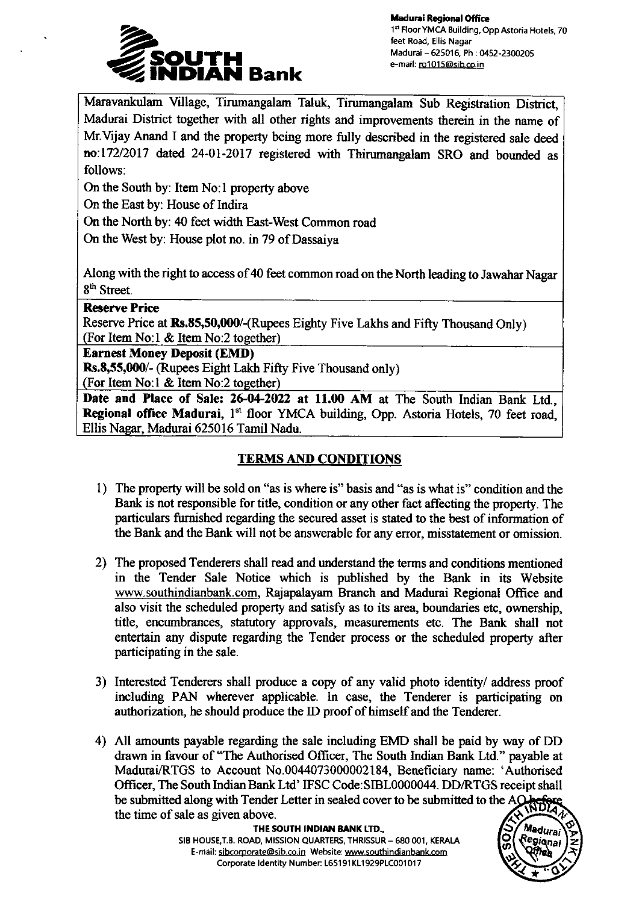Maravankulam Village, Tirumangalam Taluk, Tirumangalam Sub Registration District, Madurai District together with all other rights and improvements therein in the name of Mr.Vijay Anand I and the property being more fully described in the registered sale deed no:172/2017 dated 24-01-2017 registered with Thirumangalam SRO and bounded as follows:

On the South by: Item No:1 property above

On the East by: House of Indira

On the North by: 40 feet width East-West Common road

On the West by: House plot no. in 79 of Dassaiya

Along with the right to access of 40 feet common road on the North leading to Jawahar Nagar 8th Street.

**Reserve Price**

Reserve Price at **Rs.85,50,000/-**(Rupees Eighty Five Lakhs and Fifty Thousand Only) (For Item No:1 & Item No:2 together)

**Earnest Money Deposit (EMD)**

**Rs.8,55,000/-** (Rupees Eight Lakh Fifty Five Thousand only) (For Item No:1 & Item No:2 together)

**Date and Place of Sale: 26-04-2022 at 11.00 AM** at The South Indian Bank Ltd., **Regional office Madurai**, 1st floor YMCA building, Opp. Astoria Hotels, 70 feet road, Ellis Nagar, Madurai 625016 Tamil Nadu.

## TERMS AND CONDITIONS

1) The property will be sold on "as is where is" basis and "as is what is" condition and the Bank is not responsible for title, condition or any other fact affecting the property. The particulars furnished regarding the secured asset is stated to the best of information of the Bank and the Bank will not be answerable for any error, misstatement or omission.

2) The proposed Tenderers shall read and understand the terms and conditions mentioned in the Tender Sale Notice which is published by the Bank in its Website www.southindianbank.com, Rajapalayam Branch and Madurai Regional Office and also visit the scheduled property and satisfy as to its area, boundaries etc, ownership, title, encumbrances, statutory approvals, measurements etc. The Bank shall not entertain any dispute regarding the Tender process or the scheduled property after participating in the sale.

3) Interested Tenderers shall produce a copy of any valid photo identity/ address proof including PAN wherever applicable. In case, the Tenderer is participating on authorization, he should produce the ID proof of himself and the Tenderer.

4) All amounts payable regarding the sale including EMD shall be paid by way of DD drawn in favour of "The Authorised Officer, The South Indian Bank Ltd." payable at Madurai/RTGS to Account No.0044073000002184, Beneficiary name: 'Authorised Officer, The South Indian Bank Ltd' IFSC Code:SIBL0000044. DD/RTGS receipt shall be submitted along with Tender Letter in sealed cover to be submitted to the AO before the time of sale as given above.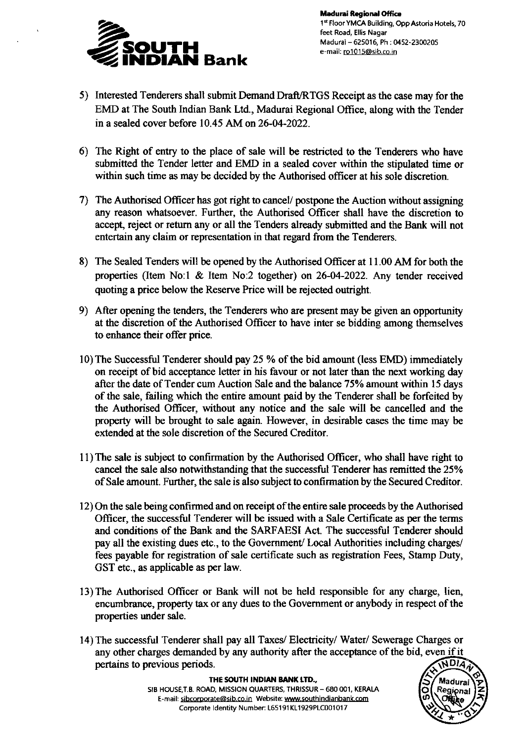**Madurai Regional Office**
1st Floor YMCA Building, Opp Astoria Hotels, 70 feet Road, Ellis Nagar
Madurai – 625016, Ph : 0452-2300205
e-mail: ro1015@sib.co.in

5) Interested Tenderers shall submit Demand Draft/RTGS Receipt as the case may for the EMD at The South Indian Bank Ltd., Madurai Regional Office, along with the Tender in a sealed cover before 10.45 AM on 26-04-2022.

6) The Right of entry to the place of sale will be restricted to the Tenderers who have submitted the Tender letter and EMD in a sealed cover within the stipulated time or within such time as may be decided by the Authorised officer at his sole discretion.

7) The Authorised Officer has got right to cancel/ postpone the Auction without assigning any reason whatsoever. Further, the Authorised Officer shall have the discretion to accept, reject or return any or all the Tenders already submitted and the Bank will not entertain any claim or representation in that regard from the Tenderers.

8) The Sealed Tenders will be opened by the Authorised Officer at 11.00 AM for both the properties (Item No:1 & Item No:2 together) on 26-04-2022. Any tender received quoting a price below the Reserve Price will be rejected outright.

9) After opening the tenders, the Tenderers who are present may be given an opportunity at the discretion of the Authorised Officer to have inter se bidding among themselves to enhance their offer price.

10) The Successful Tenderer should pay 25 % of the bid amount (less EMD) immediately on receipt of bid acceptance letter in his favour or not later than the next working day after the date of Tender cum Auction Sale and the balance 75% amount within 15 days of the sale, failing which the entire amount paid by the Tenderer shall be forfeited by the Authorised Officer, without any notice and the sale will be cancelled and the property will be brought to sale again. However, in desirable cases the time may be extended at the sole discretion of the Secured Creditor.

11) The sale is subject to confirmation by the Authorised Officer, who shall have right to cancel the sale also notwithstanding that the successful Tenderer has remitted the 25% of Sale amount. Further, the sale is also subject to confirmation by the Secured Creditor.

12) On the sale being confirmed and on receipt of the entire sale proceeds by the Authorised Officer, the successful Tenderer will be issued with a Sale Certificate as per the terms and conditions of the Bank and the SARFAESI Act. The successful Tenderer should pay all the existing dues etc., to the Government/ Local Authorities including charges/ fees payable for registration of sale certificate such as registration Fees, Stamp Duty, GST etc., as applicable as per law.

13) The Authorised Officer or Bank will not be held responsible for any charge, lien, encumbrance, property tax or any dues to the Government or anybody in respect of the properties under sale.

14) The successful Tenderer shall pay all Taxes/ Electricity/ Water/ Sewerage Charges or any other charges demanded by any authority after the acceptance of the bid, even if it pertains to previous periods.

**THE SOUTH INDIAN BANK LTD.,**
SIB HOUSE,T.B. ROAD, MISSION QUARTERS, THRISSUR – 680 001, KERALA
E-mail: sibcorporate@sib.co.in Website: www.southindianbank.com
Corporate Identity Number: L65191KL1929PLC001017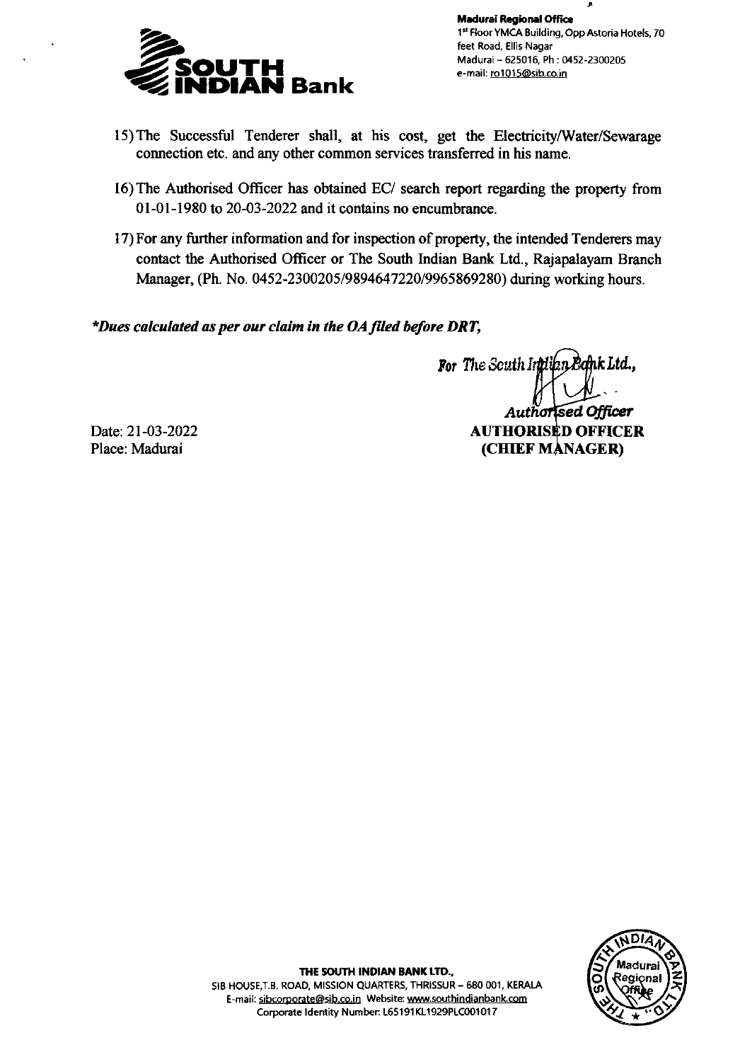15) The Successful Tenderer shall, at his cost, get the Electricity/Water/Sewarage connection etc. and any other common services transferred in his name.

16) The Authorised Officer has obtained EC/ search report regarding the property from 01-01-1980 to 20-03-2022 and it contains no encumbrance.

17) For any further information and for inspection of property, the intended Tenderers may contact the Authorised Officer or The South Indian Bank Ltd., Rajapalayam Branch Manager, (Ph. No. 0452-2300205/9894647220/9965869280) during working hours.

***Dues calculated as per our claim in the OA filed before DRT,***

For The South Indian Bank Ltd.,

*Authorised Officer*

Date: 21-03-2022
Place: Madurai

**AUTHORISED OFFICER**
**(CHIEF MANAGER)**